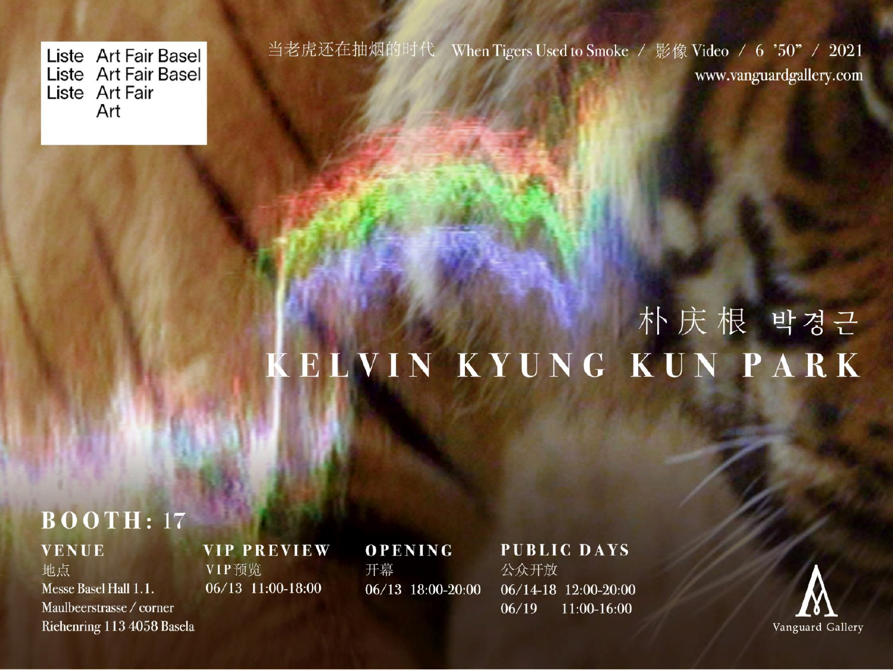Liste Art Fair Basel
Liste Art Fair Basel
Liste Art Fair
Art

当老虎还在抽烟的时代 When Tigers Used to Smoke / 影像 Video / 6 '50" / 2021

www.vanguardgallery.com

# 朴庆根 박경근

# KELVIN KYUNG KUN PARK

## BOOTH: 17

**VENUE**
地点
Messe Basel Hall 1.1.
Maulbeerstrasse / corner
Riehenring 113 4058 Basela

**VIP PREVIEW**
VIP预览
06/13 11:00-18:00

**OPENING**
开幕
06/13 18:00-20:00

**PUBLIC DAYS**
公众开放
06/14-18 12:00-20:00
06/19 11:00-16:00

Vanguard Gallery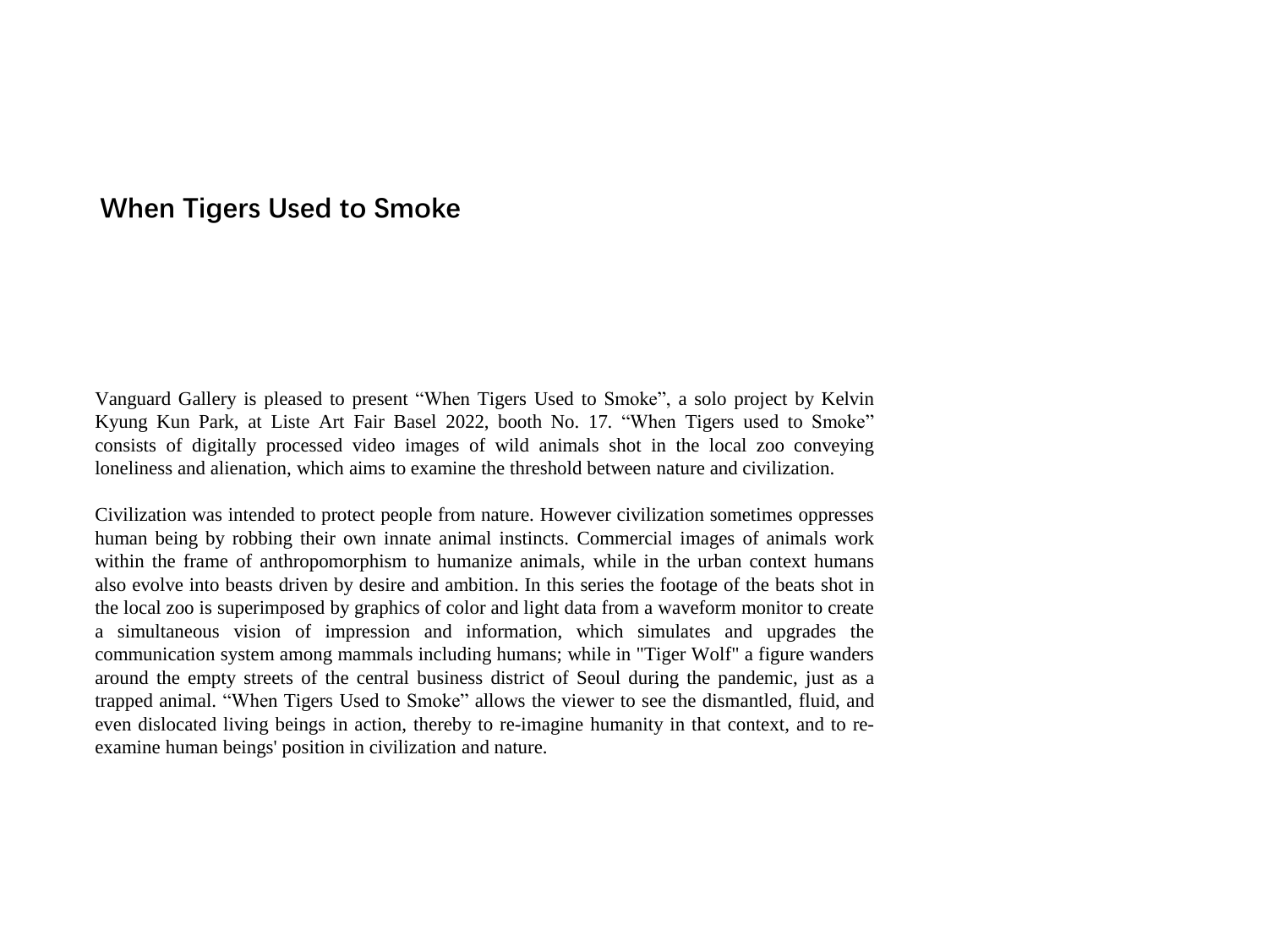## When Tigers Used to Smoke

Vanguard Gallery is pleased to present “When Tigers Used to Smoke”, a solo project by Kelvin Kyung Kun Park, at Liste Art Fair Basel 2022, booth No. 17. “When Tigers used to Smoke” consists of digitally processed video images of wild animals shot in the local zoo conveying loneliness and alienation, which aims to examine the threshold between nature and civilization.

Civilization was intended to protect people from nature. However civilization sometimes oppresses human being by robbing their own innate animal instincts. Commercial images of animals work within the frame of anthropomorphism to humanize animals, while in the urban context humans also evolve into beasts driven by desire and ambition. In this series the footage of the beats shot in the local zoo is superimposed by graphics of color and light data from a waveform monitor to create a simultaneous vision of impression and information, which simulates and upgrades the communication system among mammals including humans; while in "Tiger Wolf" a figure wanders around the empty streets of the central business district of Seoul during the pandemic, just as a trapped animal. “When Tigers Used to Smoke” allows the viewer to see the dismantled, fluid, and even dislocated living beings in action, thereby to re-imagine humanity in that context, and to re-examine human beings' position in civilization and nature.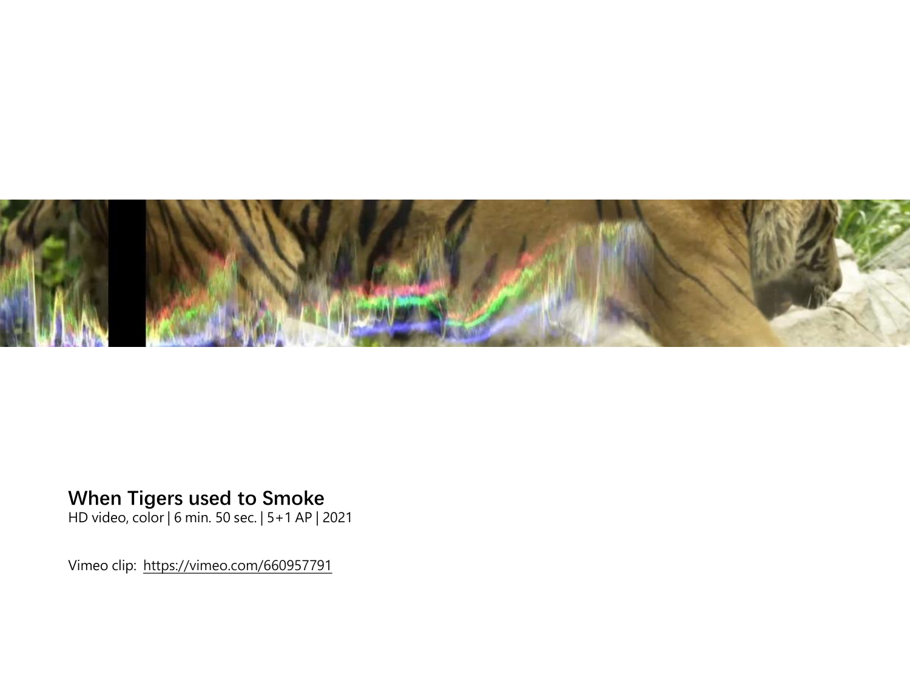**When Tigers used to Smoke**
HD video, color | 6 min. 50 sec. | 5+1 AP | 2021

Vimeo clip: https://vimeo.com/660957791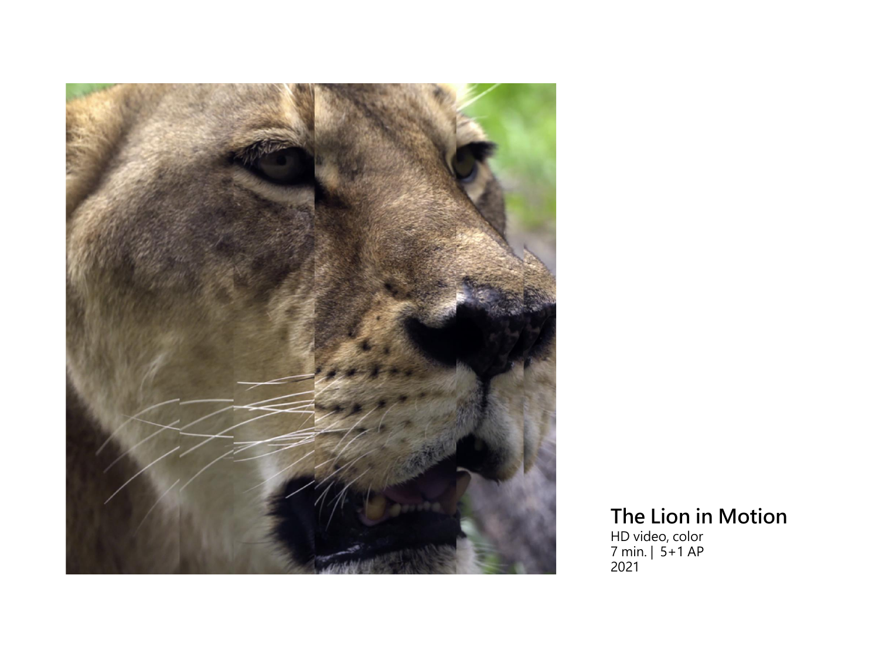**The Lion in Motion**
HD video, color
7 min. | 5+1 AP
2021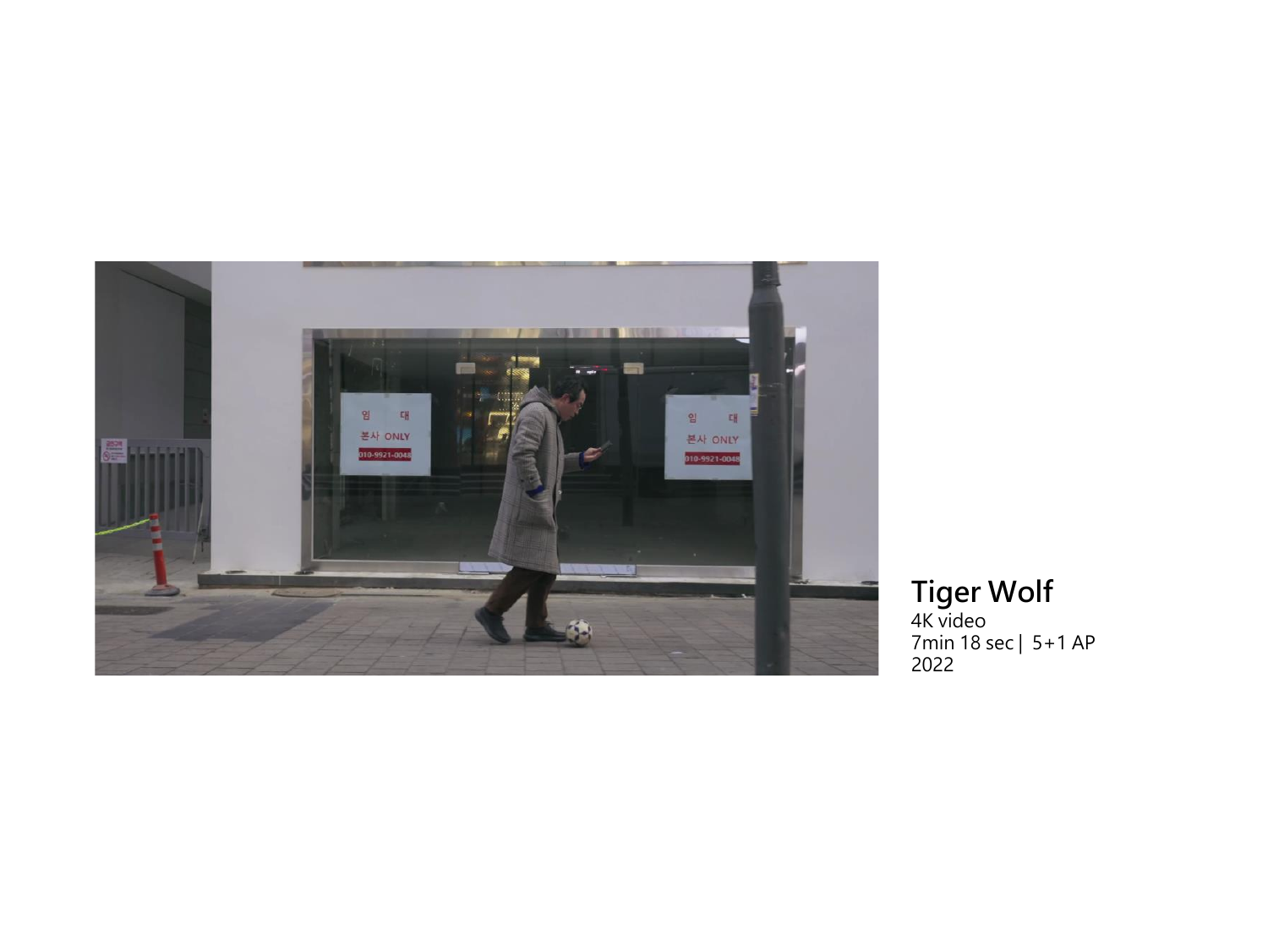**Tiger Wolf**
4K video
7min 18 sec | 5+1 AP
2022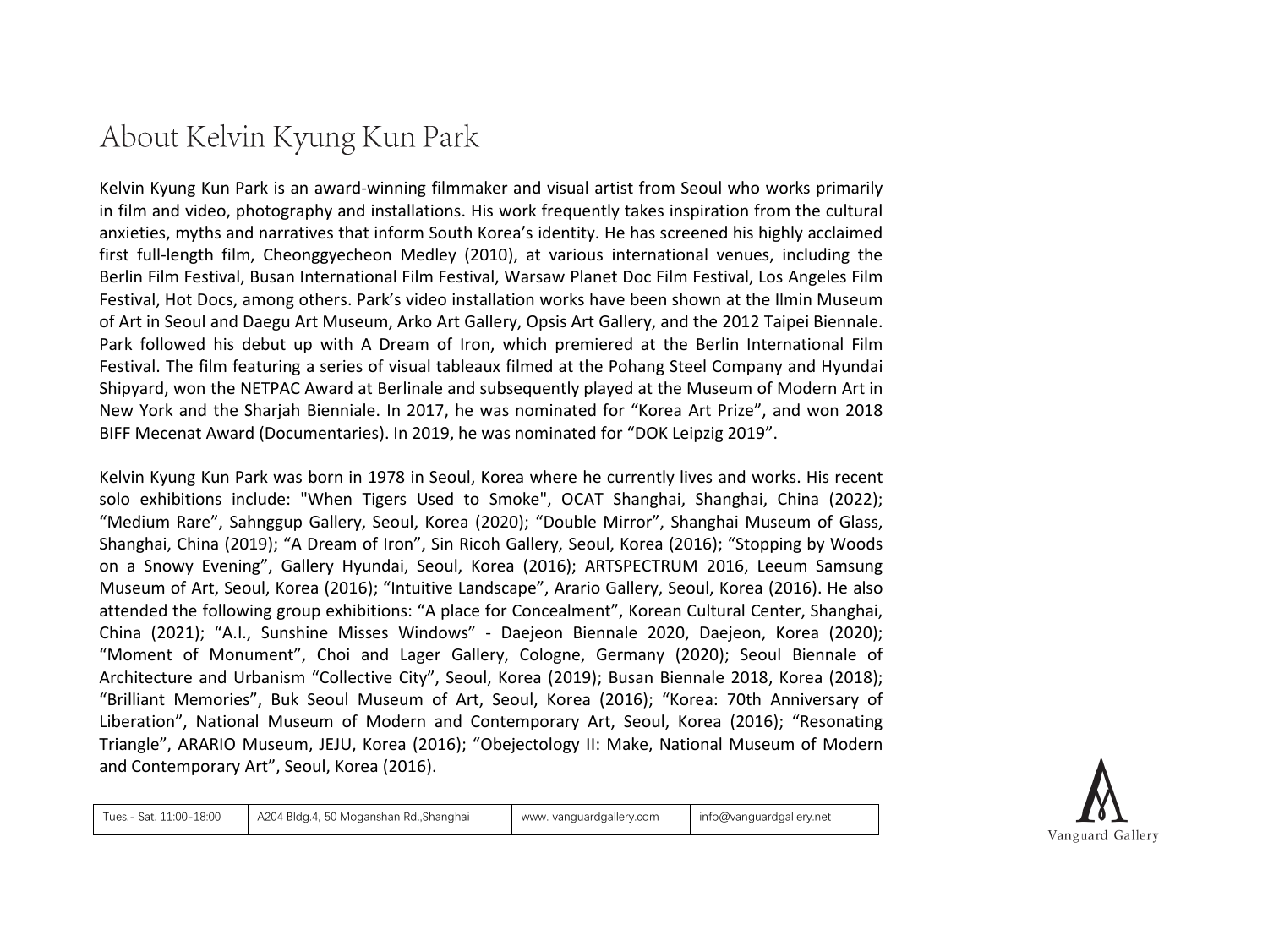# About Kelvin Kyung Kun Park

Kelvin Kyung Kun Park is an award-winning filmmaker and visual artist from Seoul who works primarily in film and video, photography and installations. His work frequently takes inspiration from the cultural anxieties, myths and narratives that inform South Korea's identity. He has screened his highly acclaimed first full-length film, Cheonggyecheon Medley (2010), at various international venues, including the Berlin Film Festival, Busan International Film Festival, Warsaw Planet Doc Film Festival, Los Angeles Film Festival, Hot Docs, among others. Park's video installation works have been shown at the Ilmin Museum of Art in Seoul and Daegu Art Museum, Arko Art Gallery, Opsis Art Gallery, and the 2012 Taipei Biennale. Park followed his debut up with A Dream of Iron, which premiered at the Berlin International Film Festival. The film featuring a series of visual tableaux filmed at the Pohang Steel Company and Hyundai Shipyard, won the NETPAC Award at Berlinale and subsequently played at the Museum of Modern Art in New York and the Sharjah Bienniale. In 2017, he was nominated for "Korea Art Prize", and won 2018 BIFF Mecenat Award (Documentaries). In 2019, he was nominated for "DOK Leipzig 2019".

Kelvin Kyung Kun Park was born in 1978 in Seoul, Korea where he currently lives and works. His recent solo exhibitions include: "When Tigers Used to Smoke", OCAT Shanghai, Shanghai, China (2022); "Medium Rare", Sahnggup Gallery, Seoul, Korea (2020); "Double Mirror", Shanghai Museum of Glass, Shanghai, China (2019); "A Dream of Iron", Sin Ricoh Gallery, Seoul, Korea (2016); "Stopping by Woods on a Snowy Evening", Gallery Hyundai, Seoul, Korea (2016); ARTSPECTRUM 2016, Leeum Samsung Museum of Art, Seoul, Korea (2016); "Intuitive Landscape", Arario Gallery, Seoul, Korea (2016). He also attended the following group exhibitions: "A place for Concealment", Korean Cultural Center, Shanghai, China (2021); "A.I., Sunshine Misses Windows" - Daejeon Biennale 2020, Daejeon, Korea (2020); "Moment of Monument", Choi and Lager Gallery, Cologne, Germany (2020); Seoul Biennale of Architecture and Urbanism "Collective City", Seoul, Korea (2019); Busan Biennale 2018, Korea (2018); "Brilliant Memories", Buk Seoul Museum of Art, Seoul, Korea (2016); "Korea: 70th Anniversary of Liberation", National Museum of Modern and Contemporary Art, Seoul, Korea (2016); "Resonating Triangle", ARARIO Museum, JEJU, Korea (2016); "Obejectology II: Make, National Museum of Modern and Contemporary Art", Seoul, Korea (2016).